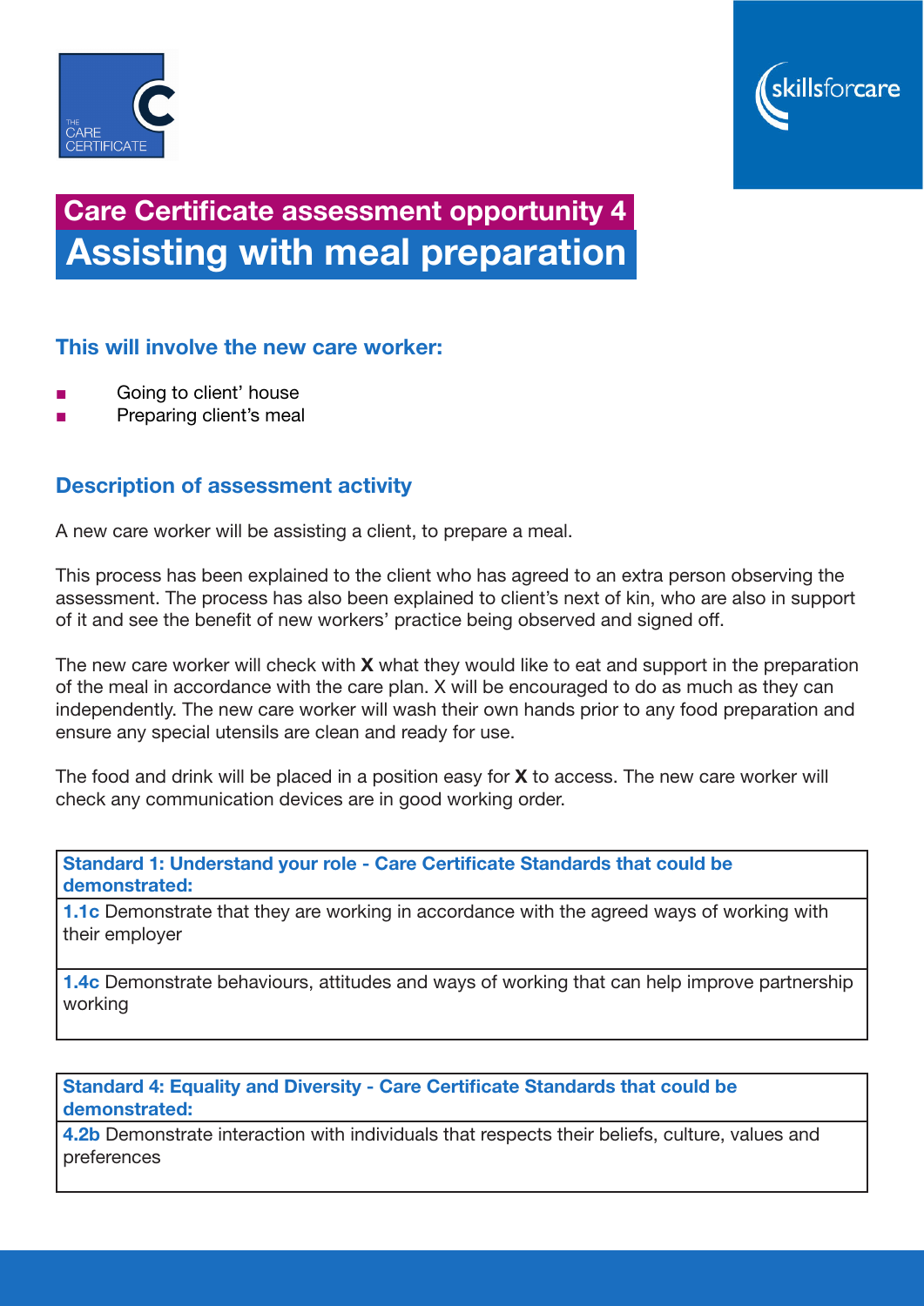# Care Certificate assessment opportunity 4

# Assisting with meal preparation

## This will involve the new care worker:

- Going to client' house
- Preparing client's meal

## Description of assessment activity

A new care worker will be assisting a client, to prepare a meal.

This process has been explained to the client who has agreed to an extra person observing the assessment. The process has also been explained to client's next of kin, who are also in support of it and see the benefit of new workers' practice being observed and signed off.

The new care worker will check with **X** what they would like to eat and support in the preparation of the meal in accordance with the care plan. X will be encouraged to do as much as they can independently. The new care worker will wash their own hands prior to any food preparation and ensure any special utensils are clean and ready for use.

The food and drink will be placed in a position easy for **X** to access. The new care worker will check any communication devices are in good working order.

| **Standard 1: Understand your role - Care Certificate Standards that could be demonstrated:** |
| --- |
| **1.1c** Demonstrate that they are working in accordance with the agreed ways of working with their employer |
| **1.4c** Demonstrate behaviours, attitudes and ways of working that can help improve partnership working |

| **Standard 4: Equality and Diversity - Care Certificate Standards that could be demonstrated:** |
| --- |
| **4.2b** Demonstrate interaction with individuals that respects their beliefs, culture, values and preferences |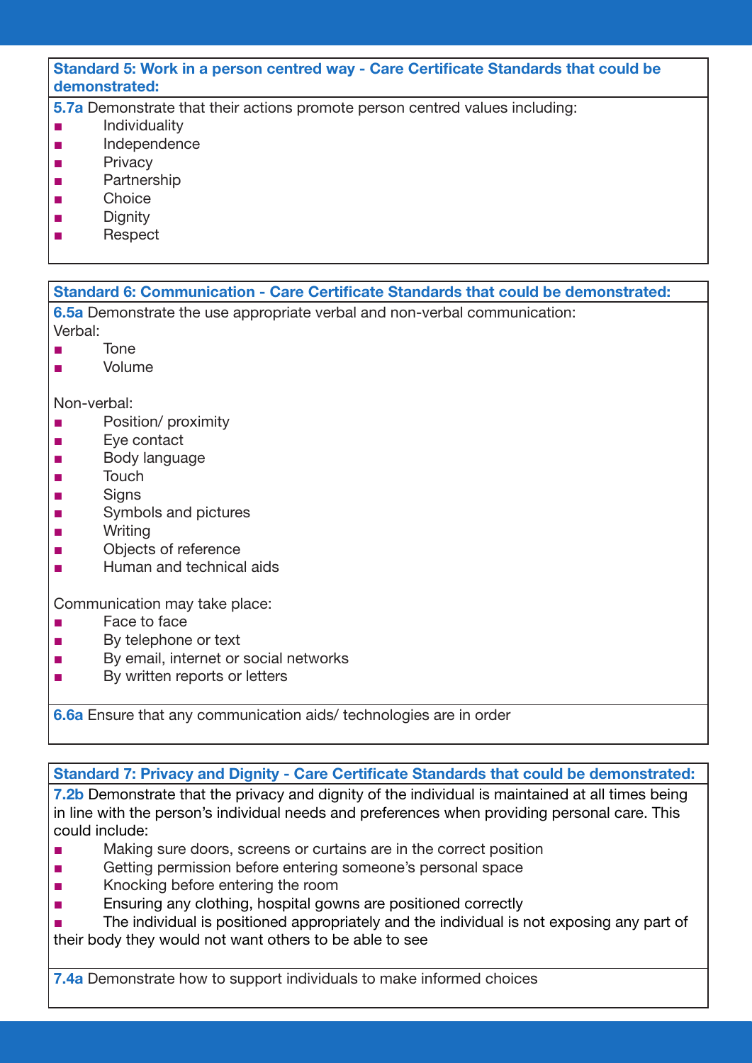### Standard 5: Work in a person centred way - Care Certificate Standards that could be demonstrated:

**5.7a** Demonstrate that their actions promote person centred values including:

- Individuality
- Independence
- Privacy
- Partnership
- Choice
- Dignity
- Respect

### Standard 6: Communication - Care Certificate Standards that could be demonstrated:

**6.5a** Demonstrate the use appropriate verbal and non-verbal communication:

Verbal:

- Tone
- Volume

Non-verbal:

- Position/ proximity
- Eye contact
- Body language
- Touch
- Signs
- Symbols and pictures
- Writing
- Objects of reference
- Human and technical aids

Communication may take place:

- Face to face
- By telephone or text
- By email, internet or social networks
- By written reports or letters

**6.6a** Ensure that any communication aids/ technologies are in order

### Standard 7: Privacy and Dignity - Care Certificate Standards that could be demonstrated:

**7.2b** Demonstrate that the privacy and dignity of the individual is maintained at all times being in line with the person's individual needs and preferences when providing personal care. This could include:

- Making sure doors, screens or curtains are in the correct position
- Getting permission before entering someone's personal space
- Knocking before entering the room
- Ensuring any clothing, hospital gowns are positioned correctly
- The individual is positioned appropriately and the individual is not exposing any part of their body they would not want others to be able to see

**7.4a** Demonstrate how to support individuals to make informed choices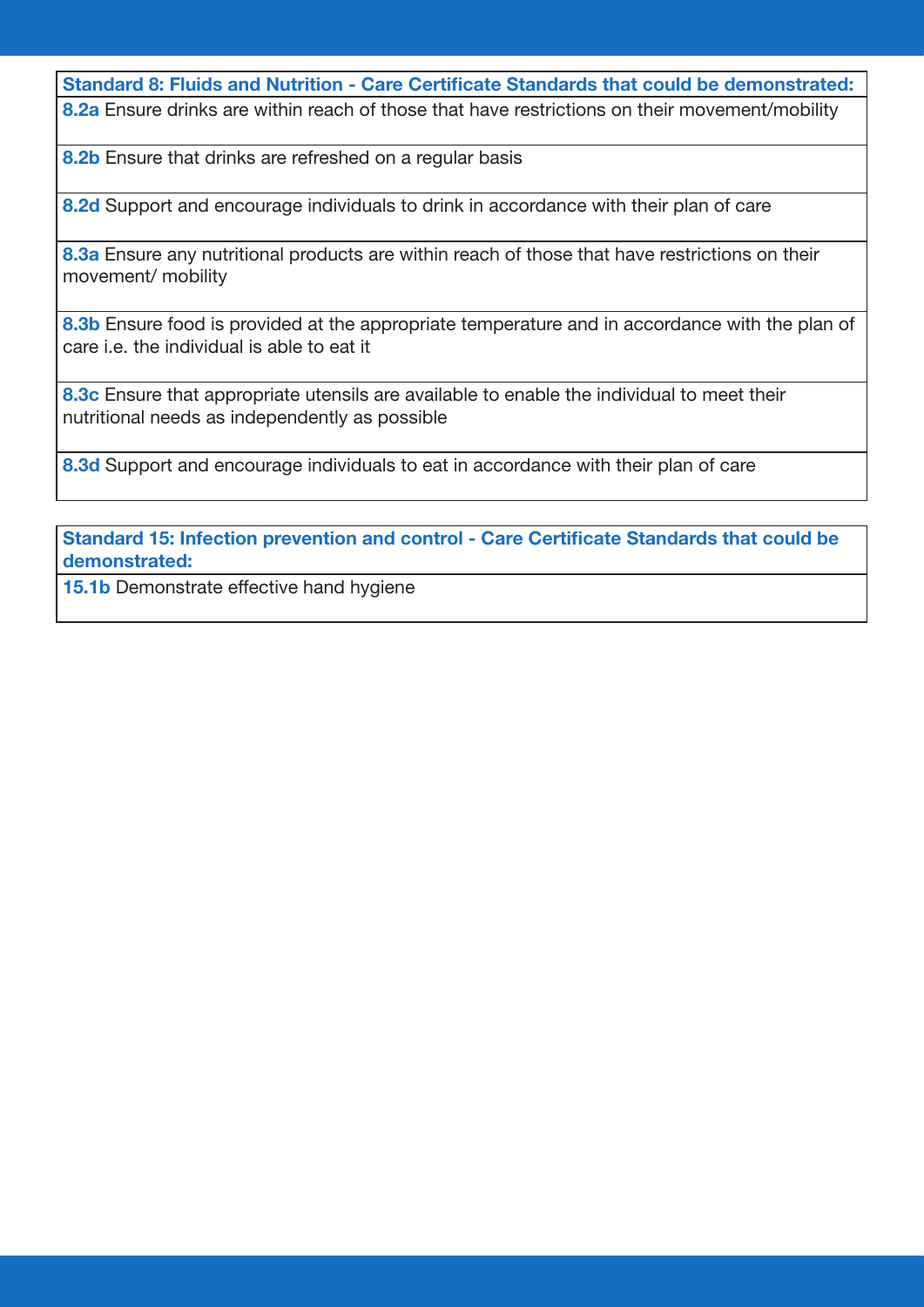| Standard 8: Fluids and Nutrition - Care Certificate Standards that could be demonstrated: |
|---|
| **8.2a** Ensure drinks are within reach of those that have restrictions on their movement/mobility |
| **8.2b** Ensure that drinks are refreshed on a regular basis |
| **8.2d** Support and encourage individuals to drink in accordance with their plan of care |
| **8.3a** Ensure any nutritional products are within reach of those that have restrictions on their movement/ mobility |
| **8.3b** Ensure food is provided at the appropriate temperature and in accordance with the plan of care i.e. the individual is able to eat it |
| **8.3c** Ensure that appropriate utensils are available to enable the individual to meet their nutritional needs as independently as possible |
| **8.3d** Support and encourage individuals to eat in accordance with their plan of care |

| Standard 15: Infection prevention and control - Care Certificate Standards that could be demonstrated: |
|---|
| **15.1b** Demonstrate effective hand hygiene |